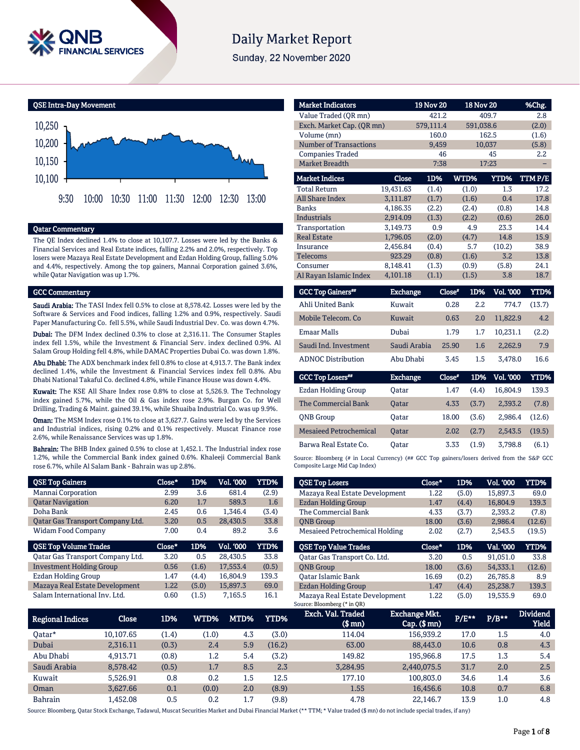# Daily Market Report

Sunday, 22 November 2020

## QSE Intra-Day Movement

## Qatar Commentary

The QE Index declined 1.4% to close at 10,107.7. Losses were led by the Banks & Financial Services and Real Estate indices, falling 2.2% and 2.0%, respectively. Top losers were Mazaya Real Estate Development and Ezdan Holding Group, falling 5.0% and 4.4%, respectively. Among the top gainers, Mannai Corporation gained 3.6%, while Qatar Navigation was up 1.7%.

## GCC Commentary

**Saudi Arabia:** The TASI Index fell 0.5% to close at 8,578.42. Losses were led by the Software & Services and Food indices, falling 1.2% and 0.9%, respectively. Saudi Paper Manufacturing Co. fell 5.5%, while Saudi Industrial Dev. Co. was down 4.7%.

**Dubai:** The DFM Index declined 0.3% to close at 2,316.11. The Consumer Staples index fell 1.5%, while the Investment & Financial Serv. index declined 0.9%. Al Salam Group Holding fell 4.8%, while DAMAC Properties Dubai Co. was down 1.8%.

**Abu Dhabi:** The ADX benchmark index fell 0.8% to close at 4,913.7. The Bank index declined 1.4%, while the Investment & Financial Services index fell 0.8%. Abu Dhabi National Takaful Co. declined 4.8%, while Finance House was down 4.4%.

**Kuwait:** The KSE All Share Index rose 0.8% to close at 5,526.9. The Technology index gained 5.7%, while the Oil & Gas index rose 2.9%. Burgan Co. for Well Drilling, Trading & Maint. gained 39.1%, while Shuaiba Industrial Co. was up 9.9%.

**Oman:** The MSM Index rose 0.1% to close at 3,627.7. Gains were led by the Services and Industrial indices, rising 0.2% and 0.1% respectively. Muscat Finance rose 2.6%, while Renaissance Services was up 1.8%.

**Bahrain:** The BHB Index gained 0.5% to close at 1,452.1. The Industrial index rose 1.2%, while the Commercial Bank index gained 0.6%. Khaleeji Commercial Bank rose 6.7%, while Al Salam Bank - Bahrain was up 2.8%.

| Market Indicators | 19 Nov 20 | 18 Nov 20 | %Chg. |
|---|---|---|---|
| Value Traded (QR mn) | 421.2 | 409.7 | 2.8 |
| Exch. Market Cap. (QR mn) | 579,111.4 | 591,038.6 | (2.0) |
| Volume (mn) | 160.0 | 162.5 | (1.6) |
| Number of Transactions | 9,459 | 10,037 | (5.8) |
| Companies Traded | 46 | 45 | 2.2 |
| Market Breadth | 7:38 | 17:23 | – |

| Market Indices | Close | 1D% | WTD% | YTD% | TTM P/E |
|---|---|---|---|---|---|
| Total Return | 19,431.63 | (1.4) | (1.0) | 1.3 | 17.2 |
| All Share Index | 3,111.87 | (1.7) | (1.6) | 0.4 | 17.8 |
| Banks | 4,186.35 | (2.2) | (2.4) | (0.8) | 14.8 |
| Industrials | 2,914.09 | (1.3) | (2.2) | (0.6) | 26.0 |
| Transportation | 3,149.73 | 0.9 | 4.9 | 23.3 | 14.4 |
| Real Estate | 1,796.05 | (2.0) | (4.7) | 14.8 | 15.9 |
| Insurance | 2,456.84 | (0.4) | 5.7 | (10.2) | 38.9 |
| Telecoms | 923.29 | (0.8) | (1.6) | 3.2 | 13.8 |
| Consumer | 8,148.41 | (1.3) | (0.9) | (5.8) | 24.1 |
| Al Rayan Islamic Index | 4,101.18 | (1.1) | (1.5) | 3.8 | 18.7 |

| GCC Top Gainers## | Exchange | Close# | 1D% | Vol. '000 | YTD% |
|---|---|---|---|---|---|
| Ahli United Bank | Kuwait | 0.28 | 2.2 | 774.7 | (13.7) |
| Mobile Telecom. Co | Kuwait | 0.63 | 2.0 | 11,822.9 | 4.2 |
| Emaar Malls | Dubai | 1.79 | 1.7 | 10,231.1 | (2.2) |
| Saudi Ind. Investment | Saudi Arabia | 25.90 | 1.6 | 2,262.9 | 7.9 |
| ADNOC Distribution | Abu Dhabi | 3.45 | 1.5 | 3,478.0 | 16.6 |

| GCC Top Losers## | Exchange | Close# | 1D% | Vol. '000 | YTD% |
|---|---|---|---|---|---|
| Ezdan Holding Group | Qatar | 1.47 | (4.4) | 16,804.9 | 139.3 |
| The Commercial Bank | Qatar | 4.33 | (3.7) | 2,393.2 | (7.8) |
| QNB Group | Qatar | 18.00 | (3.6) | 2,986.4 | (12.6) |
| Mesaieed Petrochemical | Qatar | 2.02 | (2.7) | 2,543.5 | (19.5) |
| Barwa Real Estate Co. | Qatar | 3.33 | (1.9) | 3,798.8 | (6.1) |

Source: Bloomberg (# in Local Currency) (## GCC Top gainers/losers derived from the S&P GCC Composite Large Mid Cap Index)

| QSE Top Gainers | Close* | 1D% | Vol. '000 | YTD% |
|---|---|---|---|---|
| Mannai Corporation | 2.99 | 3.6 | 681.4 | (2.9) |
| Qatar Navigation | 6.20 | 1.7 | 589.3 | 1.6 |
| Doha Bank | 2.45 | 0.6 | 1,346.4 | (3.4) |
| Qatar Gas Transport Company Ltd. | 3.20 | 0.5 | 28,430.5 | 33.8 |
| Widam Food Company | 7.00 | 0.4 | 89.2 | 3.6 |

| QSE Top Volume Trades | Close* | 1D% | Vol. '000 | YTD% |
|---|---|---|---|---|
| Qatar Gas Transport Company Ltd. | 3.20 | 0.5 | 28,430.5 | 33.8 |
| Investment Holding Group | 0.56 | (1.6) | 17,553.4 | (0.5) |
| Ezdan Holding Group | 1.47 | (4.4) | 16,804.9 | 139.3 |
| Mazaya Real Estate Development | 1.22 | (5.0) | 15,897.3 | 69.0 |
| Salam International Inv. Ltd. | 0.60 | (1.5) | 7,165.5 | 16.1 |

| QSE Top Losers | Close* | 1D% | Vol. '000 | YTD% |
|---|---|---|---|---|
| Mazaya Real Estate Development | 1.22 | (5.0) | 15,897.3 | 69.0 |
| Ezdan Holding Group | 1.47 | (4.4) | 16,804.9 | 139.3 |
| The Commercial Bank | 4.33 | (3.7) | 2,393.2 | (7.8) |
| QNB Group | 18.00 | (3.6) | 2,986.4 | (12.6) |
| Mesaieed Petrochemical Holding | 2.02 | (2.7) | 2,543.5 | (19.5) |

| QSE Top Value Trades | Close* | 1D% | Val. '000 | YTD% |
|---|---|---|---|---|
| Qatar Gas Transport Co. Ltd. | 3.20 | 0.5 | 91,051.0 | 33.8 |
| QNB Group | 18.00 | (3.6) | 54,333.1 | (12.6) |
| Qatar Islamic Bank | 16.69 | (0.2) | 26,785.8 | 8.9 |
| Ezdan Holding Group | 1.47 | (4.4) | 25,238.7 | 139.3 |
| Mazaya Real Estate Development | 1.22 | (5.0) | 19,535.9 | 69.0 |

Source: Bloomberg (* in QR)

| Regional Indices | Close | 1D% | WTD% | MTD% | YTD% | Exch. Val. Traded ($ mn) | Exchange Mkt. Cap. ($ mn) | P/E** | P/B** | Dividend Yield |
|---|---|---|---|---|---|---|---|---|---|---|
| Qatar* | 10,107.65 | (1.4) | (1.0) | 4.3 | (3.0) | 114.04 | 156,939.2 | 17.0 | 1.5 | 4.0 |
| Dubai | 2,316.11 | (0.3) | 2.4 | 5.9 | (16.2) | 63.00 | 88,443.0 | 10.6 | 0.8 | 4.3 |
| Abu Dhabi | 4,913.71 | (0.8) | 1.2 | 5.4 | (3.2) | 149.82 | 195,966.8 | 17.5 | 1.3 | 5.4 |
| Saudi Arabia | 8,578.42 | (0.5) | 1.7 | 8.5 | 2.3 | 3,284.95 | 2,440,075.5 | 31.7 | 2.0 | 2.5 |
| Kuwait | 5,526.91 | 0.8 | 0.2 | 1.5 | 12.5 | 177.10 | 100,803.0 | 34.6 | 1.4 | 3.6 |
| Oman | 3,627.66 | 0.1 | (0.0) | 2.0 | (8.9) | 1.55 | 16,456.6 | 10.8 | 0.7 | 6.8 |
| Bahrain | 1,452.08 | 0.5 | 0.2 | 1.7 | (9.8) | 4.78 | 22,146.7 | 13.9 | 1.0 | 4.8 |

Source: Bloomberg, Qatar Stock Exchange, Tadawul, Muscat Securities Market and Dubai Financial Market (** TTM; * Value traded ($ mn) do not include special trades, if any)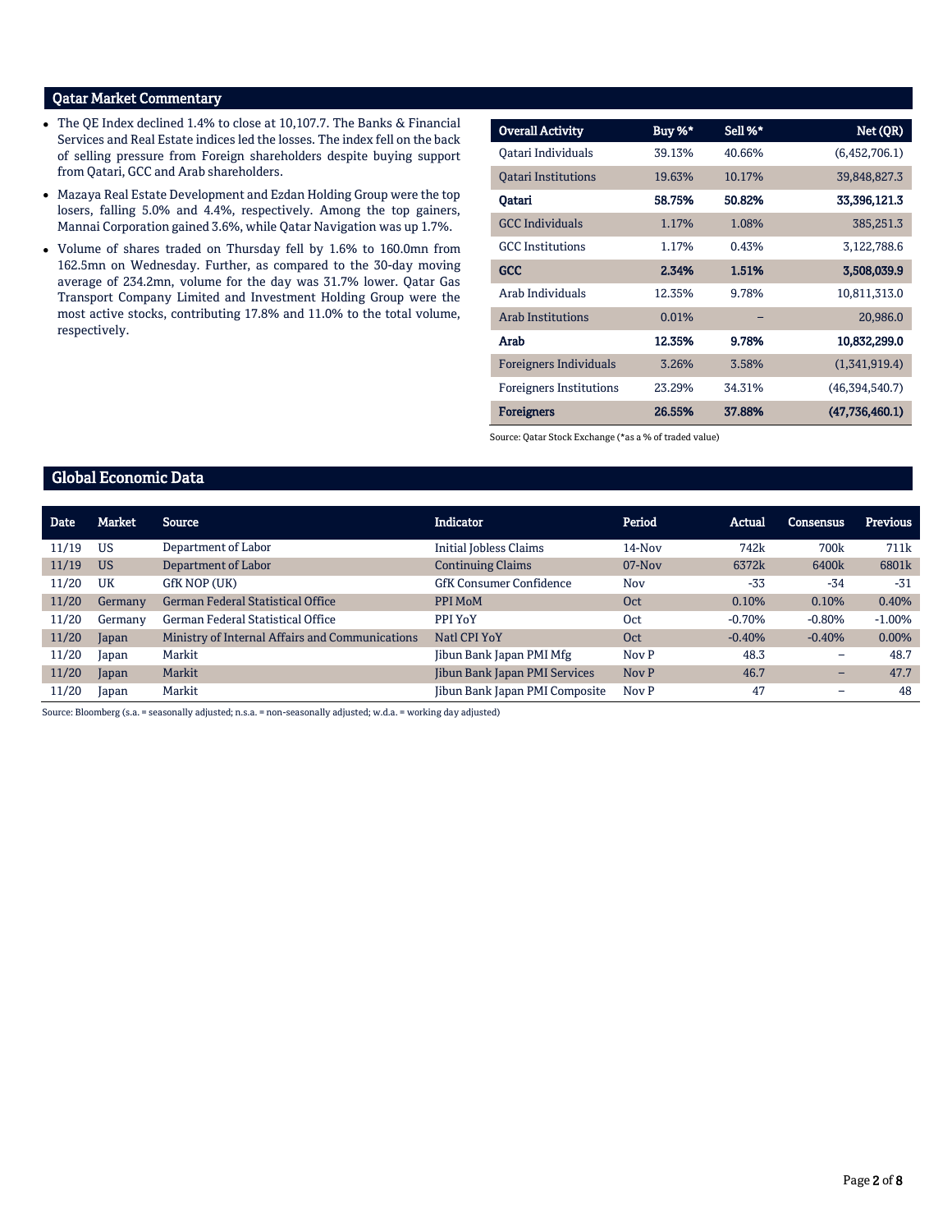## Qatar Market Commentary

- The QE Index declined 1.4% to close at 10,107.7. The Banks & Financial Services and Real Estate indices led the losses. The index fell on the back of selling pressure from Foreign shareholders despite buying support from Qatari, GCC and Arab shareholders.
- Mazaya Real Estate Development and Ezdan Holding Group were the top losers, falling 5.0% and 4.4%, respectively. Among the top gainers, Mannai Corporation gained 3.6%, while Qatar Navigation was up 1.7%.
- Volume of shares traded on Thursday fell by 1.6% to 160.0mn from 162.5mn on Wednesday. Further, as compared to the 30-day moving average of 234.2mn, volume for the day was 31.7% lower. Qatar Gas Transport Company Limited and Investment Holding Group were the most active stocks, contributing 17.8% and 11.0% to the total volume, respectively.

| Overall Activity | Buy %* | Sell %* | Net (QR) |
|---|---|---|---|
| Qatari Individuals | 39.13% | 40.66% | (6,452,706.1) |
| Qatari Institutions | 19.63% | 10.17% | 39,848,827.3 |
| **Qatari** | **58.75%** | **50.82%** | **33,396,121.3** |
| GCC Individuals | 1.17% | 1.08% | 385,251.3 |
| GCC Institutions | 1.17% | 0.43% | 3,122,788.6 |
| **GCC** | **2.34%** | **1.51%** | **3,508,039.9** |
| Arab Individuals | 12.35% | 9.78% | 10,811,313.0 |
| Arab Institutions | 0.01% | – | 20,986.0 |
| **Arab** | **12.35%** | **9.78%** | **10,832,299.0** |
| Foreigners Individuals | 3.26% | 3.58% | (1,341,919.4) |
| Foreigners Institutions | 23.29% | 34.31% | (46,394,540.7) |
| **Foreigners** | **26.55%** | **37.88%** | **(47,736,460.1)** |

Source: Qatar Stock Exchange (*as a % of traded value)

## Global Economic Data

| Date | Market | Source | Indicator | Period | Actual | Consensus | Previous |
|---|---|---|---|---|---|---|---|
| 11/19 | US | Department of Labor | Initial Jobless Claims | 14-Nov | 742k | 700k | 711k |
| 11/19 | US | Department of Labor | Continuing Claims | 07-Nov | 6372k | 6400k | 6801k |
| 11/20 | UK | GfK NOP (UK) | GfK Consumer Confidence | Nov | -33 | -34 | -31 |
| 11/20 | Germany | German Federal Statistical Office | PPI MoM | Oct | 0.10% | 0.10% | 0.40% |
| 11/20 | Germany | German Federal Statistical Office | PPI YoY | Oct | -0.70% | -0.80% | -1.00% |
| 11/20 | Japan | Ministry of Internal Affairs and Communications | Natl CPI YoY | Oct | -0.40% | -0.40% | 0.00% |
| 11/20 | Japan | Markit | Jibun Bank Japan PMI Mfg | Nov P | 48.3 | – | 48.7 |
| 11/20 | Japan | Markit | Jibun Bank Japan PMI Services | Nov P | 46.7 | – | 47.7 |
| 11/20 | Japan | Markit | Jibun Bank Japan PMI Composite | Nov P | 47 | – | 48 |

Source: Bloomberg (s.a. = seasonally adjusted; n.s.a. = non-seasonally adjusted; w.d.a. = working day adjusted)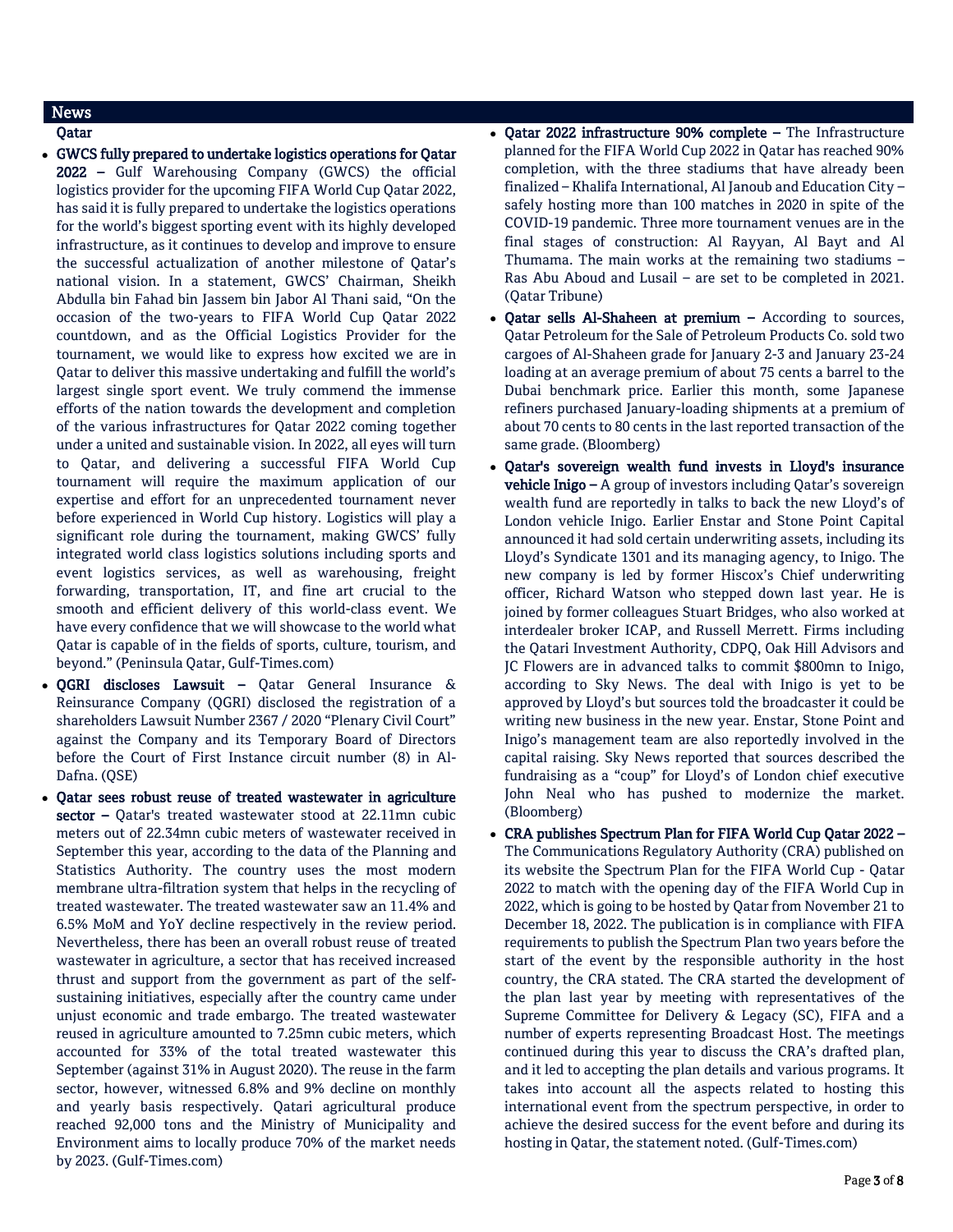## News

### Qatar

- **GWCS fully prepared to undertake logistics operations for Qatar 2022 –** Gulf Warehousing Company (GWCS) the official logistics provider for the upcoming FIFA World Cup Qatar 2022, has said it is fully prepared to undertake the logistics operations for the world's biggest sporting event with its highly developed infrastructure, as it continues to develop and improve to ensure the successful actualization of another milestone of Qatar's national vision. In a statement, GWCS' Chairman, Sheikh Abdulla bin Fahad bin Jassem bin Jabor Al Thani said, "On the occasion of the two-years to FIFA World Cup Qatar 2022 countdown, and as the Official Logistics Provider for the tournament, we would like to express how excited we are in Qatar to deliver this massive undertaking and fulfill the world's largest single sport event. We truly commend the immense efforts of the nation towards the development and completion of the various infrastructures for Qatar 2022 coming together under a united and sustainable vision. In 2022, all eyes will turn to Qatar, and delivering a successful FIFA World Cup tournament will require the maximum application of our expertise and effort for an unprecedented tournament never before experienced in World Cup history. Logistics will play a significant role during the tournament, making GWCS' fully integrated world class logistics solutions including sports and event logistics services, as well as warehousing, freight forwarding, transportation, IT, and fine art crucial to the smooth and efficient delivery of this world-class event. We have every confidence that we will showcase to the world what Qatar is capable of in the fields of sports, culture, tourism, and beyond." (Peninsula Qatar, Gulf-Times.com)
- **QGRI discloses Lawsuit –** Qatar General Insurance & Reinsurance Company (QGRI) disclosed the registration of a shareholders Lawsuit Number 2367 / 2020 "Plenary Civil Court" against the Company and its Temporary Board of Directors before the Court of First Instance circuit number (8) in Al-Dafna. (QSE)
- **Qatar sees robust reuse of treated wastewater in agriculture sector –** Qatar's treated wastewater stood at 22.11mn cubic meters out of 22.34mn cubic meters of wastewater received in September this year, according to the data of the Planning and Statistics Authority. The country uses the most modern membrane ultra-filtration system that helps in the recycling of treated wastewater. The treated wastewater saw an 11.4% and 6.5% MoM and YoY decline respectively in the review period. Nevertheless, there has been an overall robust reuse of treated wastewater in agriculture, a sector that has received increased thrust and support from the government as part of the self-sustaining initiatives, especially after the country came under unjust economic and trade embargo. The treated wastewater reused in agriculture amounted to 7.25mn cubic meters, which accounted for 33% of the total treated wastewater this September (against 31% in August 2020). The reuse in the farm sector, however, witnessed 6.8% and 9% decline on monthly and yearly basis respectively. Qatari agricultural produce reached 92,000 tons and the Ministry of Municipality and Environment aims to locally produce 70% of the market needs by 2023. (Gulf-Times.com)
- **Qatar 2022 infrastructure 90% complete –** The Infrastructure planned for the FIFA World Cup 2022 in Qatar has reached 90% completion, with the three stadiums that have already been finalized – Khalifa International, Al Janoub and Education City – safely hosting more than 100 matches in 2020 in spite of the COVID-19 pandemic. Three more tournament venues are in the final stages of construction: Al Rayyan, Al Bayt and Al Thumama. The main works at the remaining two stadiums – Ras Abu Aboud and Lusail – are set to be completed in 2021. (Qatar Tribune)
- **Qatar sells Al-Shaheen at premium –** According to sources, Qatar Petroleum for the Sale of Petroleum Products Co. sold two cargoes of Al-Shaheen grade for January 2-3 and January 23-24 loading at an average premium of about 75 cents a barrel to the Dubai benchmark price. Earlier this month, some Japanese refiners purchased January-loading shipments at a premium of about 70 cents to 80 cents in the last reported transaction of the same grade. (Bloomberg)
- **Qatar's sovereign wealth fund invests in Lloyd's insurance vehicle Inigo –** A group of investors including Qatar's sovereign wealth fund are reportedly in talks to back the new Lloyd's of London vehicle Inigo. Earlier Enstar and Stone Point Capital announced it had sold certain underwriting assets, including its Lloyd's Syndicate 1301 and its managing agency, to Inigo. The new company is led by former Hiscox's Chief underwriting officer, Richard Watson who stepped down last year. He is joined by former colleagues Stuart Bridges, who also worked at interdealer broker ICAP, and Russell Merrett. Firms including the Qatari Investment Authority, CDPQ, Oak Hill Advisors and JC Flowers are in advanced talks to commit $800mn to Inigo, according to Sky News. The deal with Inigo is yet to be approved by Lloyd's but sources told the broadcaster it could be writing new business in the new year. Enstar, Stone Point and Inigo's management team are also reportedly involved in the capital raising. Sky News reported that sources described the fundraising as a "coup" for Lloyd's of London chief executive John Neal who has pushed to modernize the market. (Bloomberg)
- **CRA publishes Spectrum Plan for FIFA World Cup Qatar 2022 –** The Communications Regulatory Authority (CRA) published on its website the Spectrum Plan for the FIFA World Cup - Qatar 2022 to match with the opening day of the FIFA World Cup in 2022, which is going to be hosted by Qatar from November 21 to December 18, 2022. The publication is in compliance with FIFA requirements to publish the Spectrum Plan two years before the start of the event by the responsible authority in the host country, the CRA stated. The CRA started the development of the plan last year by meeting with representatives of the Supreme Committee for Delivery & Legacy (SC), FIFA and a number of experts representing Broadcast Host. The meetings continued during this year to discuss the CRA's drafted plan, and it led to accepting the plan details and various programs. It takes into account all the aspects related to hosting this international event from the spectrum perspective, in order to achieve the desired success for the event before and during its hosting in Qatar, the statement noted. (Gulf-Times.com)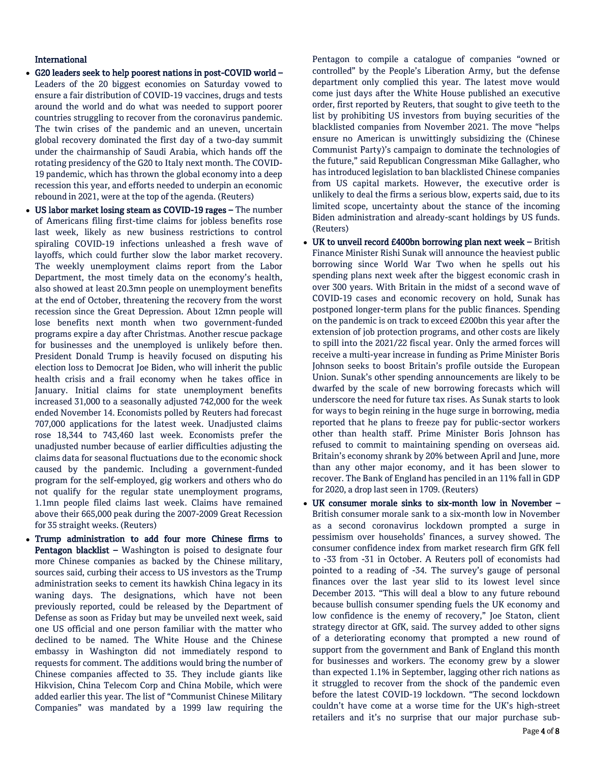**International**

- **G20 leaders seek to help poorest nations in post-COVID world –** Leaders of the 20 biggest economies on Saturday vowed to ensure a fair distribution of COVID-19 vaccines, drugs and tests around the world and do what was needed to support poorer countries struggling to recover from the coronavirus pandemic. The twin crises of the pandemic and an uneven, uncertain global recovery dominated the first day of a two-day summit under the chairmanship of Saudi Arabia, which hands off the rotating presidency of the G20 to Italy next month. The COVID-19 pandemic, which has thrown the global economy into a deep recession this year, and efforts needed to underpin an economic rebound in 2021, were at the top of the agenda. (Reuters)
- **US labor market losing steam as COVID-19 rages –** The number of Americans filing first-time claims for jobless benefits rose last week, likely as new business restrictions to control spiraling COVID-19 infections unleashed a fresh wave of layoffs, which could further slow the labor market recovery. The weekly unemployment claims report from the Labor Department, the most timely data on the economy's health, also showed at least 20.3mn people on unemployment benefits at the end of October, threatening the recovery from the worst recession since the Great Depression. About 12mn people will lose benefits next month when two government-funded programs expire a day after Christmas. Another rescue package for businesses and the unemployed is unlikely before then. President Donald Trump is heavily focused on disputing his election loss to Democrat Joe Biden, who will inherit the public health crisis and a frail economy when he takes office in January. Initial claims for state unemployment benefits increased 31,000 to a seasonally adjusted 742,000 for the week ended November 14. Economists polled by Reuters had forecast 707,000 applications for the latest week. Unadjusted claims rose 18,344 to 743,460 last week. Economists prefer the unadjusted number because of earlier difficulties adjusting the claims data for seasonal fluctuations due to the economic shock caused by the pandemic. Including a government-funded program for the self-employed, gig workers and others who do not qualify for the regular state unemployment programs, 1.1mn people filed claims last week. Claims have remained above their 665,000 peak during the 2007-2009 Great Recession for 35 straight weeks. (Reuters)
- **Trump administration to add four more Chinese firms to Pentagon blacklist –** Washington is poised to designate four more Chinese companies as backed by the Chinese military, sources said, curbing their access to US investors as the Trump administration seeks to cement its hawkish China legacy in its waning days. The designations, which have not been previously reported, could be released by the Department of Defense as soon as Friday but may be unveiled next week, said one US official and one person familiar with the matter who declined to be named. The White House and the Chinese embassy in Washington did not immediately respond to requests for comment. The additions would bring the number of Chinese companies affected to 35. They include giants like Hikvision, China Telecom Corp and China Mobile, which were added earlier this year. The list of "Communist Chinese Military Companies" was mandated by a 1999 law requiring the Pentagon to compile a catalogue of companies "owned or controlled" by the People's Liberation Army, but the defense department only complied this year. The latest move would come just days after the White House published an executive order, first reported by Reuters, that sought to give teeth to the list by prohibiting US investors from buying securities of the blacklisted companies from November 2021. The move "helps ensure no American is unwittingly subsidizing the (Chinese Communist Party)'s campaign to dominate the technologies of the future," said Republican Congressman Mike Gallagher, who has introduced legislation to ban blacklisted Chinese companies from US capital markets. However, the executive order is unlikely to deal the firms a serious blow, experts said, due to its limited scope, uncertainty about the stance of the incoming Biden administration and already-scant holdings by US funds. (Reuters)
- **UK to unveil record £400bn borrowing plan next week –** British Finance Minister Rishi Sunak will announce the heaviest public borrowing since World War Two when he spells out his spending plans next week after the biggest economic crash in over 300 years. With Britain in the midst of a second wave of COVID-19 cases and economic recovery on hold, Sunak has postponed longer-term plans for the public finances. Spending on the pandemic is on track to exceed £200bn this year after the extension of job protection programs, and other costs are likely to spill into the 2021/22 fiscal year. Only the armed forces will receive a multi-year increase in funding as Prime Minister Boris Johnson seeks to boost Britain's profile outside the European Union. Sunak's other spending announcements are likely to be dwarfed by the scale of new borrowing forecasts which will underscore the need for future tax rises. As Sunak starts to look for ways to begin reining in the huge surge in borrowing, media reported that he plans to freeze pay for public-sector workers other than health staff. Prime Minister Boris Johnson has refused to commit to maintaining spending on overseas aid. Britain's economy shrank by 20% between April and June, more than any other major economy, and it has been slower to recover. The Bank of England has penciled in an 11% fall in GDP for 2020, a drop last seen in 1709. (Reuters)
- **UK consumer morale sinks to six-month low in November –** British consumer morale sank to a six-month low in November as a second coronavirus lockdown prompted a surge in pessimism over households' finances, a survey showed. The consumer confidence index from market research firm GfK fell to -33 from -31 in October. A Reuters poll of economists had pointed to a reading of -34. The survey's gauge of personal finances over the last year slid to its lowest level since December 2013. "This will deal a blow to any future rebound because bullish consumer spending fuels the UK economy and low confidence is the enemy of recovery," Joe Staton, client strategy director at GfK, said. The survey added to other signs of a deteriorating economy that prompted a new round of support from the government and Bank of England this month for businesses and workers. The economy grew by a slower than expected 1.1% in September, lagging other rich nations as it struggled to recover from the shock of the pandemic even before the latest COVID-19 lockdown. "The second lockdown couldn't have come at a worse time for the UK's high-street retailers and it's no surprise that our major purchase sub-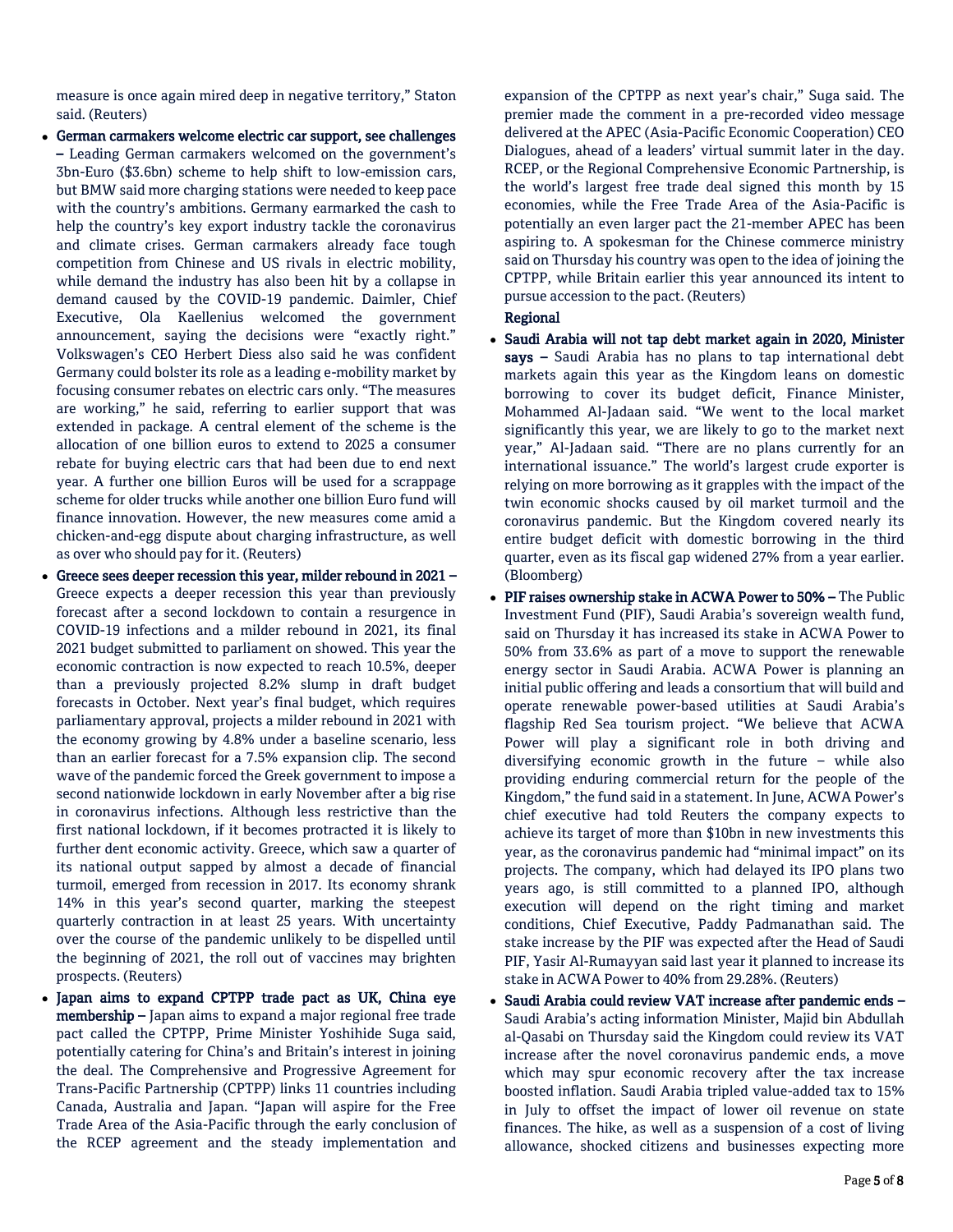measure is once again mired deep in negative territory," Staton said. (Reuters)

- **German carmakers welcome electric car support, see challenges –** Leading German carmakers welcomed on the government's 3bn-Euro ($3.6bn) scheme to help shift to low-emission cars, but BMW said more charging stations were needed to keep pace with the country's ambitions. Germany earmarked the cash to help the country's key export industry tackle the coronavirus and climate crises. German carmakers already face tough competition from Chinese and US rivals in electric mobility, while demand the industry has also been hit by a collapse in demand caused by the COVID-19 pandemic. Daimler, Chief Executive, Ola Kaellenius welcomed the government announcement, saying the decisions were "exactly right." Volkswagen's CEO Herbert Diess also said he was confident Germany could bolster its role as a leading e-mobility market by focusing consumer rebates on electric cars only. "The measures are working," he said, referring to earlier support that was extended in package. A central element of the scheme is the allocation of one billion euros to extend to 2025 a consumer rebate for buying electric cars that had been due to end next year. A further one billion Euros will be used for a scrappage scheme for older trucks while another one billion Euro fund will finance innovation. However, the new measures come amid a chicken-and-egg dispute about charging infrastructure, as well as over who should pay for it. (Reuters)
- **Greece sees deeper recession this year, milder rebound in 2021 –** Greece expects a deeper recession this year than previously forecast after a second lockdown to contain a resurgence in COVID-19 infections and a milder rebound in 2021, its final 2021 budget submitted to parliament on showed. This year the economic contraction is now expected to reach 10.5%, deeper than a previously projected 8.2% slump in draft budget forecasts in October. Next year's final budget, which requires parliamentary approval, projects a milder rebound in 2021 with the economy growing by 4.8% under a baseline scenario, less than an earlier forecast for a 7.5% expansion clip. The second wave of the pandemic forced the Greek government to impose a second nationwide lockdown in early November after a big rise in coronavirus infections. Although less restrictive than the first national lockdown, if it becomes protracted it is likely to further dent economic activity. Greece, which saw a quarter of its national output sapped by almost a decade of financial turmoil, emerged from recession in 2017. Its economy shrank 14% in this year's second quarter, marking the steepest quarterly contraction in at least 25 years. With uncertainty over the course of the pandemic unlikely to be dispelled until the beginning of 2021, the roll out of vaccines may brighten prospects. (Reuters)
- **Japan aims to expand CPTPP trade pact as UK, China eye membership –** Japan aims to expand a major regional free trade pact called the CPTPP, Prime Minister Yoshihide Suga said, potentially catering for China's and Britain's interest in joining the deal. The Comprehensive and Progressive Agreement for Trans-Pacific Partnership (CPTPP) links 11 countries including Canada, Australia and Japan. "Japan will aspire for the Free Trade Area of the Asia-Pacific through the early conclusion of the RCEP agreement and the steady implementation and expansion of the CPTPP as next year's chair," Suga said. The premier made the comment in a pre-recorded video message delivered at the APEC (Asia-Pacific Economic Cooperation) CEO Dialogues, ahead of a leaders' virtual summit later in the day. RCEP, or the Regional Comprehensive Economic Partnership, is the world's largest free trade deal signed this month by 15 economies, while the Free Trade Area of the Asia-Pacific is potentially an even larger pact the 21-member APEC has been aspiring to. A spokesman for the Chinese commerce ministry said on Thursday his country was open to the idea of joining the CPTPP, while Britain earlier this year announced its intent to pursue accession to the pact. (Reuters)

**Regional**

- **Saudi Arabia will not tap debt market again in 2020, Minister says –** Saudi Arabia has no plans to tap international debt markets again this year as the Kingdom leans on domestic borrowing to cover its budget deficit, Finance Minister, Mohammed Al-Jadaan said. "We went to the local market significantly this year, we are likely to go to the market next year," Al-Jadaan said. "There are no plans currently for an international issuance." The world's largest crude exporter is relying on more borrowing as it grapples with the impact of the twin economic shocks caused by oil market turmoil and the coronavirus pandemic. But the Kingdom covered nearly its entire budget deficit with domestic borrowing in the third quarter, even as its fiscal gap widened 27% from a year earlier. (Bloomberg)
- **PIF raises ownership stake in ACWA Power to 50% –** The Public Investment Fund (PIF), Saudi Arabia's sovereign wealth fund, said on Thursday it has increased its stake in ACWA Power to 50% from 33.6% as part of a move to support the renewable energy sector in Saudi Arabia. ACWA Power is planning an initial public offering and leads a consortium that will build and operate renewable power-based utilities at Saudi Arabia's flagship Red Sea tourism project. "We believe that ACWA Power will play a significant role in both driving and diversifying economic growth in the future – while also providing enduring commercial return for the people of the Kingdom," the fund said in a statement. In June, ACWA Power's chief executive had told Reuters the company expects to achieve its target of more than $10bn in new investments this year, as the coronavirus pandemic had "minimal impact" on its projects. The company, which had delayed its IPO plans two years ago, is still committed to a planned IPO, although execution will depend on the right timing and market conditions, Chief Executive, Paddy Padmanathan said. The stake increase by the PIF was expected after the Head of Saudi PIF, Yasir Al-Rumayyan said last year it planned to increase its stake in ACWA Power to 40% from 29.28%. (Reuters)
- **Saudi Arabia could review VAT increase after pandemic ends –** Saudi Arabia's acting information Minister, Majid bin Abdullah al-Qasabi on Thursday said the Kingdom could review its VAT increase after the novel coronavirus pandemic ends, a move which may spur economic recovery after the tax increase boosted inflation. Saudi Arabia tripled value-added tax to 15% in July to offset the impact of lower oil revenue on state finances. The hike, as well as a suspension of a cost of living allowance, shocked citizens and businesses expecting more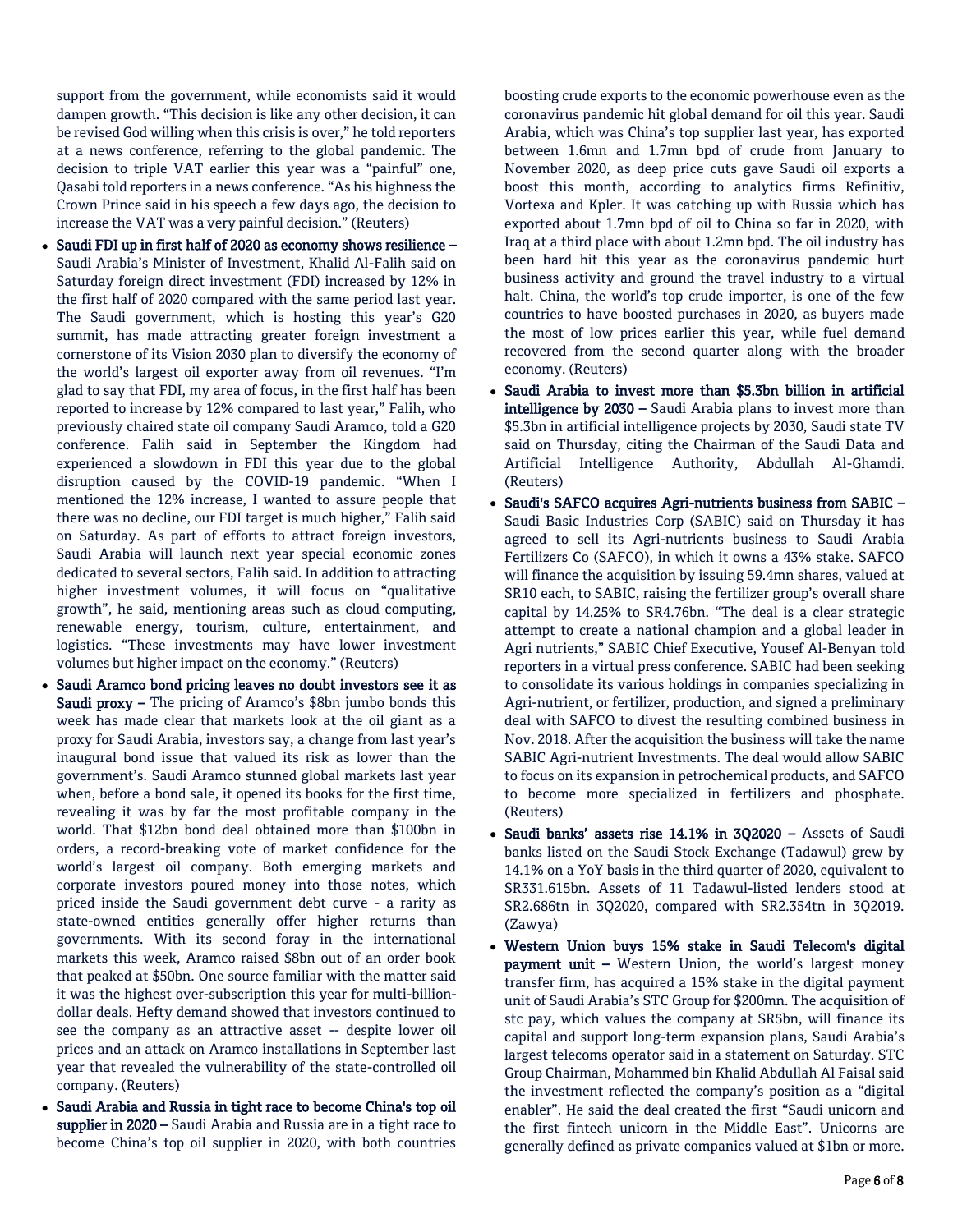support from the government, while economists said it would dampen growth. "This decision is like any other decision, it can be revised God willing when this crisis is over," he told reporters at a news conference, referring to the global pandemic. The decision to triple VAT earlier this year was a "painful" one, Qasabi told reporters in a news conference. "As his highness the Crown Prince said in his speech a few days ago, the decision to increase the VAT was a very painful decision." (Reuters)

- **Saudi FDI up in first half of 2020 as economy shows resilience –** Saudi Arabia's Minister of Investment, Khalid Al-Falih said on Saturday foreign direct investment (FDI) increased by 12% in the first half of 2020 compared with the same period last year. The Saudi government, which is hosting this year's G20 summit, has made attracting greater foreign investment a cornerstone of its Vision 2030 plan to diversify the economy of the world's largest oil exporter away from oil revenues. "I'm glad to say that FDI, my area of focus, in the first half has been reported to increase by 12% compared to last year," Falih, who previously chaired state oil company Saudi Aramco, told a G20 conference. Falih said in September the Kingdom had experienced a slowdown in FDI this year due to the global disruption caused by the COVID-19 pandemic. "When I mentioned the 12% increase, I wanted to assure people that there was no decline, our FDI target is much higher," Falih said on Saturday. As part of efforts to attract foreign investors, Saudi Arabia will launch next year special economic zones dedicated to several sectors, Falih said. In addition to attracting higher investment volumes, it will focus on "qualitative growth", he said, mentioning areas such as cloud computing, renewable energy, tourism, culture, entertainment, and logistics. "These investments may have lower investment volumes but higher impact on the economy." (Reuters)
- **Saudi Aramco bond pricing leaves no doubt investors see it as Saudi proxy –** The pricing of Aramco's $8bn jumbo bonds this week has made clear that markets look at the oil giant as a proxy for Saudi Arabia, investors say, a change from last year's inaugural bond issue that valued its risk as lower than the government's. Saudi Aramco stunned global markets last year when, before a bond sale, it opened its books for the first time, revealing it was by far the most profitable company in the world. That $12bn bond deal obtained more than $100bn in orders, a record-breaking vote of market confidence for the world's largest oil company. Both emerging markets and corporate investors poured money into those notes, which priced inside the Saudi government debt curve - a rarity as state-owned entities generally offer higher returns than governments. With its second foray in the international markets this week, Aramco raised $8bn out of an order book that peaked at $50bn. One source familiar with the matter said it was the highest over-subscription this year for multi-billion-dollar deals. Hefty demand showed that investors continued to see the company as an attractive asset -- despite lower oil prices and an attack on Aramco installations in September last year that revealed the vulnerability of the state-controlled oil company. (Reuters)
- **Saudi Arabia and Russia in tight race to become China's top oil supplier in 2020 –** Saudi Arabia and Russia are in a tight race to become China's top oil supplier in 2020, with both countries boosting crude exports to the economic powerhouse even as the coronavirus pandemic hit global demand for oil this year. Saudi Arabia, which was China's top supplier last year, has exported between 1.6mn and 1.7mn bpd of crude from January to November 2020, as deep price cuts gave Saudi oil exports a boost this month, according to analytics firms Refinitiv, Vortexa and Kpler. It was catching up with Russia which has exported about 1.7mn bpd of oil to China so far in 2020, with Iraq at a third place with about 1.2mn bpd. The oil industry has been hard hit this year as the coronavirus pandemic hurt business activity and ground the travel industry to a virtual halt. China, the world's top crude importer, is one of the few countries to have boosted purchases in 2020, as buyers made the most of low prices earlier this year, while fuel demand recovered from the second quarter along with the broader economy. (Reuters)
- **Saudi Arabia to invest more than $5.3bn billion in artificial intelligence by 2030 –** Saudi Arabia plans to invest more than $5.3bn in artificial intelligence projects by 2030, Saudi state TV said on Thursday, citing the Chairman of the Saudi Data and Artificial Intelligence Authority, Abdullah Al-Ghamdi. (Reuters)
- **Saudi's SAFCO acquires Agri-nutrients business from SABIC –** Saudi Basic Industries Corp (SABIC) said on Thursday it has agreed to sell its Agri-nutrients business to Saudi Arabia Fertilizers Co (SAFCO), in which it owns a 43% stake. SAFCO will finance the acquisition by issuing 59.4mn shares, valued at SR10 each, to SABIC, raising the fertilizer group's overall share capital by 14.25% to SR4.76bn. "The deal is a clear strategic attempt to create a national champion and a global leader in Agri nutrients," SABIC Chief Executive, Yousef Al-Benyan told reporters in a virtual press conference. SABIC had been seeking to consolidate its various holdings in companies specializing in Agri-nutrient, or fertilizer, production, and signed a preliminary deal with SAFCO to divest the resulting combined business in Nov. 2018. After the acquisition the business will take the name SABIC Agri-nutrient Investments. The deal would allow SABIC to focus on its expansion in petrochemical products, and SAFCO to become more specialized in fertilizers and phosphate. (Reuters)
- **Saudi banks' assets rise 14.1% in 3Q2020 –** Assets of Saudi banks listed on the Saudi Stock Exchange (Tadawul) grew by 14.1% on a YoY basis in the third quarter of 2020, equivalent to SR331.615bn. Assets of 11 Tadawul-listed lenders stood at SR2.686tn in 3Q2020, compared with SR2.354tn in 3Q2019. (Zawya)
- **Western Union buys 15% stake in Saudi Telecom's digital payment unit –** Western Union, the world's largest money transfer firm, has acquired a 15% stake in the digital payment unit of Saudi Arabia's STC Group for $200mn. The acquisition of stc pay, which values the company at SR5bn, will finance its capital and support long-term expansion plans, Saudi Arabia's largest telecoms operator said in a statement on Saturday. STC Group Chairman, Mohammed bin Khalid Abdullah Al Faisal said the investment reflected the company's position as a "digital enabler". He said the deal created the first "Saudi unicorn and the first fintech unicorn in the Middle East". Unicorns are generally defined as private companies valued at $1bn or more.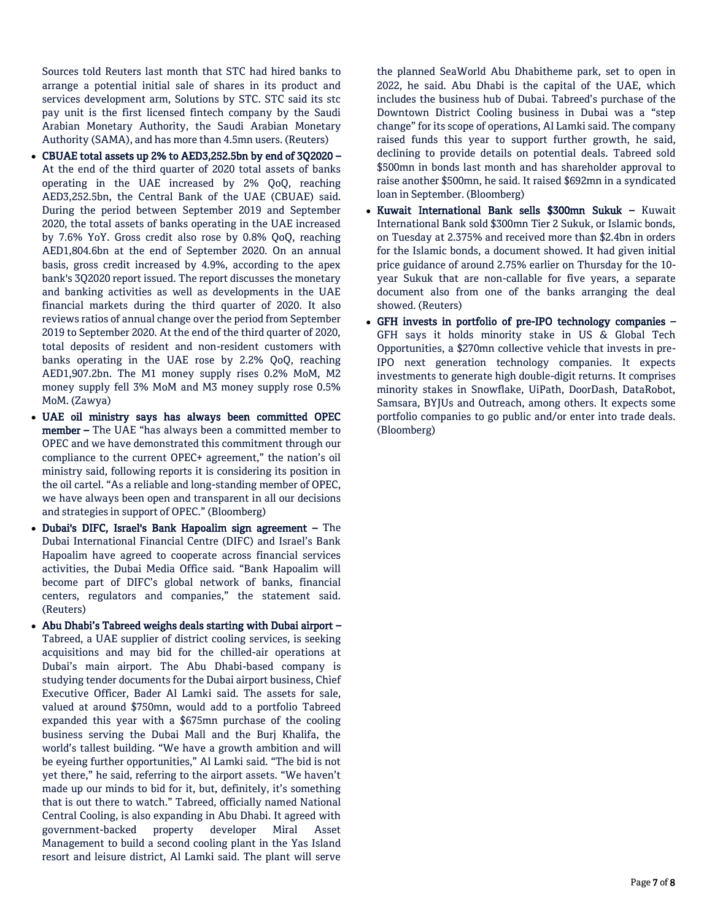Sources told Reuters last month that STC had hired banks to arrange a potential initial sale of shares in its product and services development arm, Solutions by STC. STC said its stc pay unit is the first licensed fintech company by the Saudi Arabian Monetary Authority, the Saudi Arabian Monetary Authority (SAMA), and has more than 4.5mn users. (Reuters)

- **CBUAE total assets up 2% to AED3,252.5bn by end of 3Q2020 –** At the end of the third quarter of 2020 total assets of banks operating in the UAE increased by 2% QoQ, reaching AED3,252.5bn, the Central Bank of the UAE (CBUAE) said. During the period between September 2019 and September 2020, the total assets of banks operating in the UAE increased by 7.6% YoY. Gross credit also rose by 0.8% QoQ, reaching AED1,804.6bn at the end of September 2020. On an annual basis, gross credit increased by 4.9%, according to the apex bank's 3Q2020 report issued. The report discusses the monetary and banking activities as well as developments in the UAE financial markets during the third quarter of 2020. It also reviews ratios of annual change over the period from September 2019 to September 2020. At the end of the third quarter of 2020, total deposits of resident and non-resident customers with banks operating in the UAE rose by 2.2% QoQ, reaching AED1,907.2bn. The M1 money supply rises 0.2% MoM, M2 money supply fell 3% MoM and M3 money supply rose 0.5% MoM. (Zawya)
- **UAE oil ministry says has always been committed OPEC member –** The UAE "has always been a committed member to OPEC and we have demonstrated this commitment through our compliance to the current OPEC+ agreement," the nation's oil ministry said, following reports it is considering its position in the oil cartel. "As a reliable and long-standing member of OPEC, we have always been open and transparent in all our decisions and strategies in support of OPEC." (Bloomberg)
- **Dubai's DIFC, Israel's Bank Hapoalim sign agreement –** The Dubai International Financial Centre (DIFC) and Israel's Bank Hapoalim have agreed to cooperate across financial services activities, the Dubai Media Office said. "Bank Hapoalim will become part of DIFC's global network of banks, financial centers, regulators and companies," the statement said. (Reuters)
- **Abu Dhabi's Tabreed weighs deals starting with Dubai airport –** Tabreed, a UAE supplier of district cooling services, is seeking acquisitions and may bid for the chilled-air operations at Dubai's main airport. The Abu Dhabi-based company is studying tender documents for the Dubai airport business, Chief Executive Officer, Bader Al Lamki said. The assets for sale, valued at around $750mn, would add to a portfolio Tabreed expanded this year with a $675mn purchase of the cooling business serving the Dubai Mall and the Burj Khalifa, the world's tallest building. "We have a growth ambition and will be eyeing further opportunities," Al Lamki said. "The bid is not yet there," he said, referring to the airport assets. "We haven't made up our minds to bid for it, but, definitely, it's something that is out there to watch." Tabreed, officially named National Central Cooling, is also expanding in Abu Dhabi. It agreed with government-backed property developer Miral Asset Management to build a second cooling plant in the Yas Island resort and leisure district, Al Lamki said. The plant will serve the planned SeaWorld Abu Dhabitheme park, set to open in 2022, he said. Abu Dhabi is the capital of the UAE, which includes the business hub of Dubai. Tabreed's purchase of the Downtown District Cooling business in Dubai was a "step change" for its scope of operations, Al Lamki said. The company raised funds this year to support further growth, he said, declining to provide details on potential deals. Tabreed sold $500mn in bonds last month and has shareholder approval to raise another $500mn, he said. It raised $692mn in a syndicated loan in September. (Bloomberg)
- **Kuwait International Bank sells $300mn Sukuk –** Kuwait International Bank sold $300mn Tier 2 Sukuk, or Islamic bonds, on Tuesday at 2.375% and received more than $2.4bn in orders for the Islamic bonds, a document showed. It had given initial price guidance of around 2.75% earlier on Thursday for the 10-year Sukuk that are non-callable for five years, a separate document also from one of the banks arranging the deal showed. (Reuters)
- **GFH invests in portfolio of pre-IPO technology companies –** GFH says it holds minority stake in US & Global Tech Opportunities, a $270mn collective vehicle that invests in pre-IPO next generation technology companies. It expects investments to generate high double-digit returns. It comprises minority stakes in Snowflake, UiPath, DoorDash, DataRobot, Samsara, BYJUs and Outreach, among others. It expects some portfolio companies to go public and/or enter into trade deals. (Bloomberg)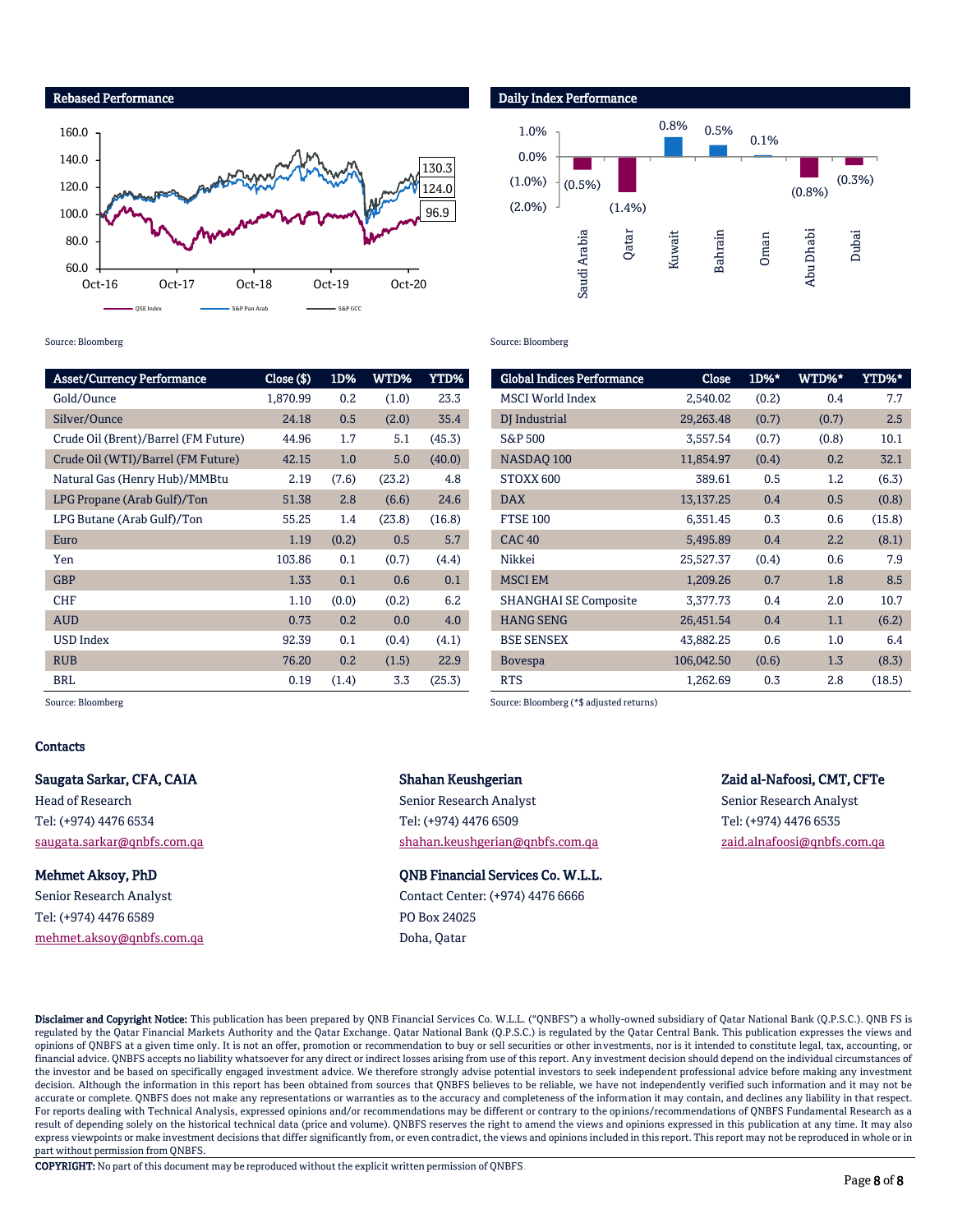## Rebased Performance

160.0
140.0
120.0
100.0
80.0
60.0

Oct-16
Oct-17
Oct-18
Oct-19
Oct-20

130.3
124.0
96.9

QSE Index
S&P Pan Arab
S&P GCC

Source: Bloomberg

## Daily Index Performance

1.0%
0.0%
(1.0%)
(2.0%)

(0.5%)
(1.4%)
0.8%
0.5%
0.1%
(0.8%)
(0.3%)

Saudi Arabia
Qatar
Kuwait
Bahrain
Oman
Abu Dhabi
Dubai

Source: Bloomberg

| Asset/Currency Performance | Close ($) | 1D% | WTD% | YTD% |
|---|---|---|---|---|
| Gold/Ounce | 1,870.99 | 0.2 | (1.0) | 23.3 |
| Silver/Ounce | 24.18 | 0.5 | (2.0) | 35.4 |
| Crude Oil (Brent)/Barrel (FM Future) | 44.96 | 1.7 | 5.1 | (45.3) |
| Crude Oil (WTI)/Barrel (FM Future) | 42.15 | 1.0 | 5.0 | (40.0) |
| Natural Gas (Henry Hub)/MMBtu | 2.19 | (7.6) | (23.2) | 4.8 |
| LPG Propane (Arab Gulf)/Ton | 51.38 | 2.8 | (6.6) | 24.6 |
| LPG Butane (Arab Gulf)/Ton | 55.25 | 1.4 | (23.8) | (16.8) |
| Euro | 1.19 | (0.2) | 0.5 | 5.7 |
| Yen | 103.86 | 0.1 | (0.7) | (4.4) |
| GBP | 1.33 | 0.1 | 0.6 | 0.1 |
| CHF | 1.10 | (0.0) | (0.2) | 6.2 |
| AUD | 0.73 | 0.2 | 0.0 | 4.0 |
| USD Index | 92.39 | 0.1 | (0.4) | (4.1) |
| RUB | 76.20 | 0.2 | (1.5) | 22.9 |
| BRL | 0.19 | (1.4) | 3.3 | (25.3) |

Source: Bloomberg

| Global Indices Performance | Close | 1D%* | WTD%* | YTD%* |
|---|---|---|---|---|
| MSCI World Index | 2,540.02 | (0.2) | 0.4 | 7.7 |
| DJ Industrial | 29,263.48 | (0.7) | (0.7) | 2.5 |
| S&P 500 | 3,557.54 | (0.7) | (0.8) | 10.1 |
| NASDAQ 100 | 11,854.97 | (0.4) | 0.2 | 32.1 |
| STOXX 600 | 389.61 | 0.5 | 1.2 | (6.3) |
| DAX | 13,137.25 | 0.4 | 0.5 | (0.8) |
| FTSE 100 | 6,351.45 | 0.3 | 0.6 | (15.8) |
| CAC 40 | 5,495.89 | 0.4 | 2.2 | (8.1) |
| Nikkei | 25,527.37 | (0.4) | 0.6 | 7.9 |
| MSCI EM | 1,209.26 | 0.7 | 1.8 | 8.5 |
| SHANGHAI SE Composite | 3,377.73 | 0.4 | 2.0 | 10.7 |
| HANG SENG | 26,451.54 | 0.4 | 1.1 | (6.2) |
| BSE SENSEX | 43,882.25 | 0.6 | 1.0 | 6.4 |
| Bovespa | 106,042.50 | (0.6) | 1.3 | (8.3) |
| RTS | 1,262.69 | 0.3 | 2.8 | (18.5) |

Source: Bloomberg (*$ adjusted returns)

### Contacts

**Saugata Sarkar, CFA, CAIA**
Head of Research
Tel: (+974) 4476 6534
saugata.sarkar@qnbfs.com.qa

**Shahan Keushgerian**
Senior Research Analyst
Tel: (+974) 4476 6509
shahan.keushgerian@qnbfs.com.qa

**Zaid al-Nafoosi, CMT, CFTe**
Senior Research Analyst
Tel: (+974) 4476 6535
zaid.alnafoosi@qnbfs.com.qa

**Mehmet Aksoy, PhD**
Senior Research Analyst
Tel: (+974) 4476 6589
mehmet.aksoy@qnbfs.com.qa

**QNB Financial Services Co. W.L.L.**
Contact Center: (+974) 4476 6666
PO Box 24025
Doha, Qatar

**Disclaimer and Copyright Notice:** This publication has been prepared by QNB Financial Services Co. W.L.L. ("QNBFS") a wholly-owned subsidiary of Qatar National Bank (Q.P.S.C.). QNB FS is regulated by the Qatar Financial Markets Authority and the Qatar Exchange. Qatar National Bank (Q.P.S.C.) is regulated by the Qatar Central Bank. This publication expresses the views and opinions of QNBFS at a given time only. It is not an offer, promotion or recommendation to buy or sell securities or other investments, nor is it intended to constitute legal, tax, accounting, or financial advice. QNBFS accepts no liability whatsoever for any direct or indirect losses arising from use of this report. Any investment decision should depend on the individual circumstances of the investor and be based on specifically engaged investment advice. We therefore strongly advise potential investors to seek independent professional advice before making any investment decision. Although the information in this report has been obtained from sources that QNBFS believes to be reliable, we have not independently verified such information and it may not be accurate or complete. QNBFS does not make any representations or warranties as to the accuracy and completeness of the information it may contain, and declines any liability in that respect. For reports dealing with Technical Analysis, expressed opinions and/or recommendations may be different or contrary to the opinions/recommendations of QNBFS Fundamental Research as a result of depending solely on the historical technical data (price and volume). QNBFS reserves the right to amend the views and opinions expressed in this publication at any time. It may also express viewpoints or make investment decisions that differ significantly from, or even contradict, the views and opinions included in this report. This report may not be reproduced in whole or in part without permission from QNBFS.

**COPYRIGHT:** No part of this document may be reproduced without the explicit written permission of QNBFS